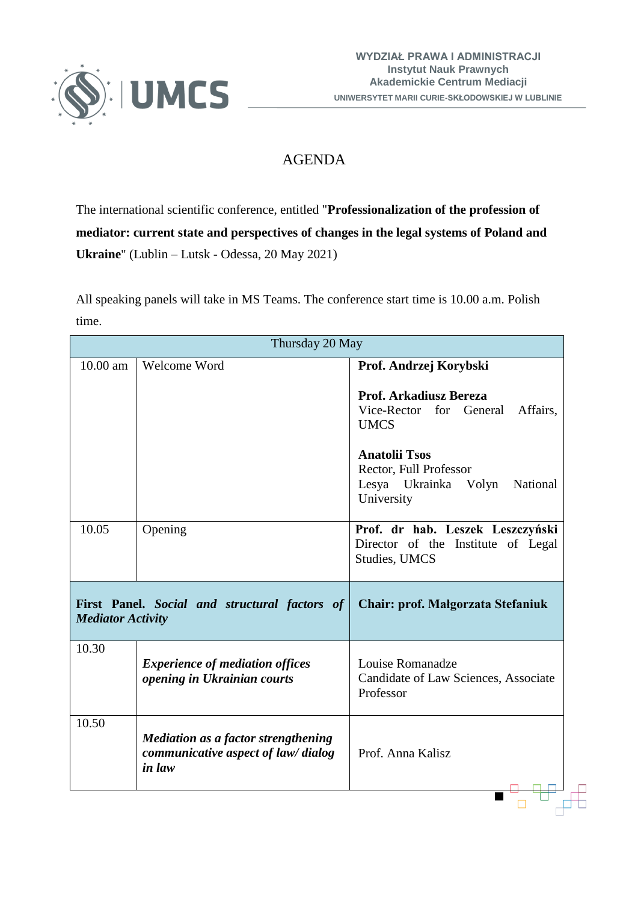WYDZIAŁ PRAWA I ADMINISTRACJI
Instytut Nauk Prawnych
Akademickie Centrum Mediacji
UNIWERSYTET MARII CURIE-SKŁODOWSKIEJ W LUBLINIE

# AGENDA

The international scientific conference, entitled "**Professionalization of the profession of mediator: current state and perspectives of changes in the legal systems of Poland and Ukraine**" (Lublin – Lutsk - Odessa, 20 May 2021)

All speaking panels will take in MS Teams. The conference start time is 10.00 a.m. Polish time.

| Thursday 20 May | | |
|---|---|---|
| 10.00 am | Welcome Word | **Prof. Andrzej Korybski**<br><br>**Prof. Arkadiusz Bereza**<br>Vice-Rector for General Affairs, UMCS<br><br>**Anatolii Tsos**<br>Rector, Full Professor<br>Lesya Ukrainka Volyn National University |
| 10.05 | Opening | **Prof. dr hab. Leszek Leszczyński**<br>Director of the Institute of Legal Studies, UMCS |
| **First Panel. *Social and structural factors of Mediator Activity*** | | **Chair: prof. Małgorzata Stefaniuk** |
| 10.30 | ***Experience of mediation offices opening in Ukrainian courts*** | Louise Romanadze<br>Candidate of Law Sciences, Associate Professor |
| 10.50 | ***Mediation as a factor strengthening communicative aspect of law/ dialog in law*** | Prof. Anna Kalisz |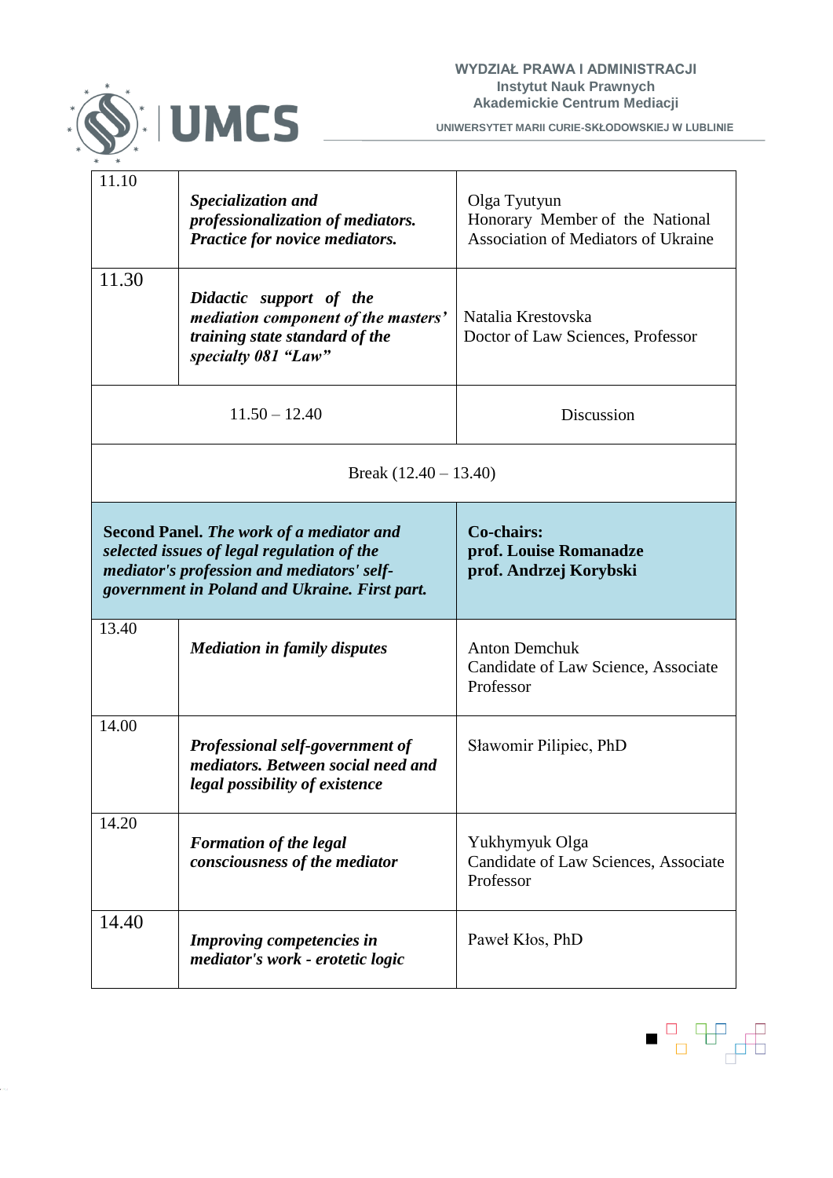| | | |
|---|---|---|
| 11.10 | ***Specialization and professionalization of mediators. Practice for novice mediators.*** | Olga Tyutyun<br>Honorary Member of the National Association of Mediators of Ukraine |
| 11.30 | ***Didactic support of the mediation component of the masters' training state standard of the specialty 081 "Law"*** | Natalia Krestovska<br>Doctor of Law Sciences, Professor |
| 11.50 – 12.40 | | Discussion |
| Break (12.40 – 13.40) | | |
| **Second Panel.** ***The work of a mediator and selected issues of legal regulation of the mediator's profession and mediators' self-government in Poland and Ukraine. First part.*** | | **Co-chairs:**<br>**prof. Louise Romanadze**<br>**prof. Andrzej Korybski** |
| 13.40 | ***Mediation in family disputes*** | Anton Demchuk<br>Candidate of Law Science, Associate Professor |
| 14.00 | ***Professional self-government of mediators. Between social need and legal possibility of existence*** | Sławomir Pilipiec, PhD |
| 14.20 | ***Formation of the legal consciousness of the mediator*** | Yukhymyuk Olga<br>Candidate of Law Sciences, Associate Professor |
| 14.40 | ***Improving competencies in mediator's work - erotetic logic*** | Paweł Kłos, PhD |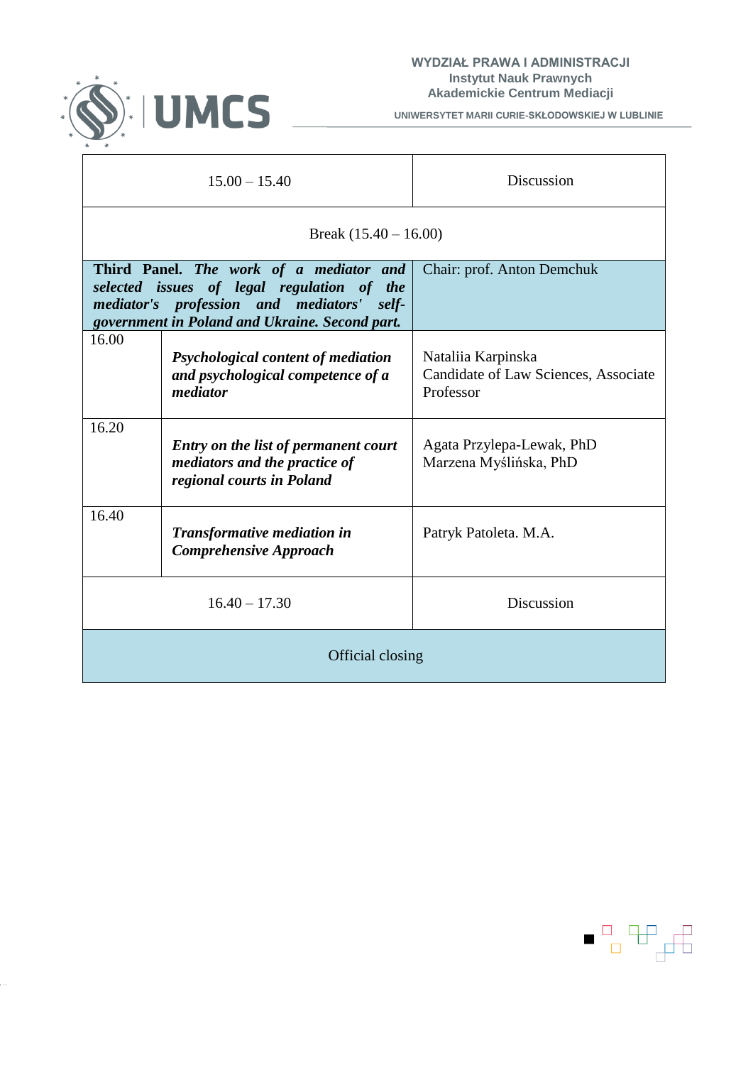| | | |
|---|---|---|
| 15.00 – 15.40 | | Discussion |
| Break (15.40 – 16.00) | | |
| **Third Panel.** ***The work of a mediator and selected issues of legal regulation of the mediator's profession and mediators' self-government in Poland and Ukraine. Second part.*** | | Chair: prof. Anton Demchuk |
| 16.00 | ***Psychological content of mediation and psychological competence of a mediator*** | Nataliia Karpinska<br>Candidate of Law Sciences, Associate Professor |
| 16.20 | ***Entry on the list of permanent court mediators and the practice of regional courts in Poland*** | Agata Przylepa-Lewak, PhD<br>Marzena Myślińska, PhD |
| 16.40 | ***Transformative mediation in Comprehensive Approach*** | Patryk Patoleta. M.A. |
| 16.40 – 17.30 | | Discussion |
| Official closing | | |